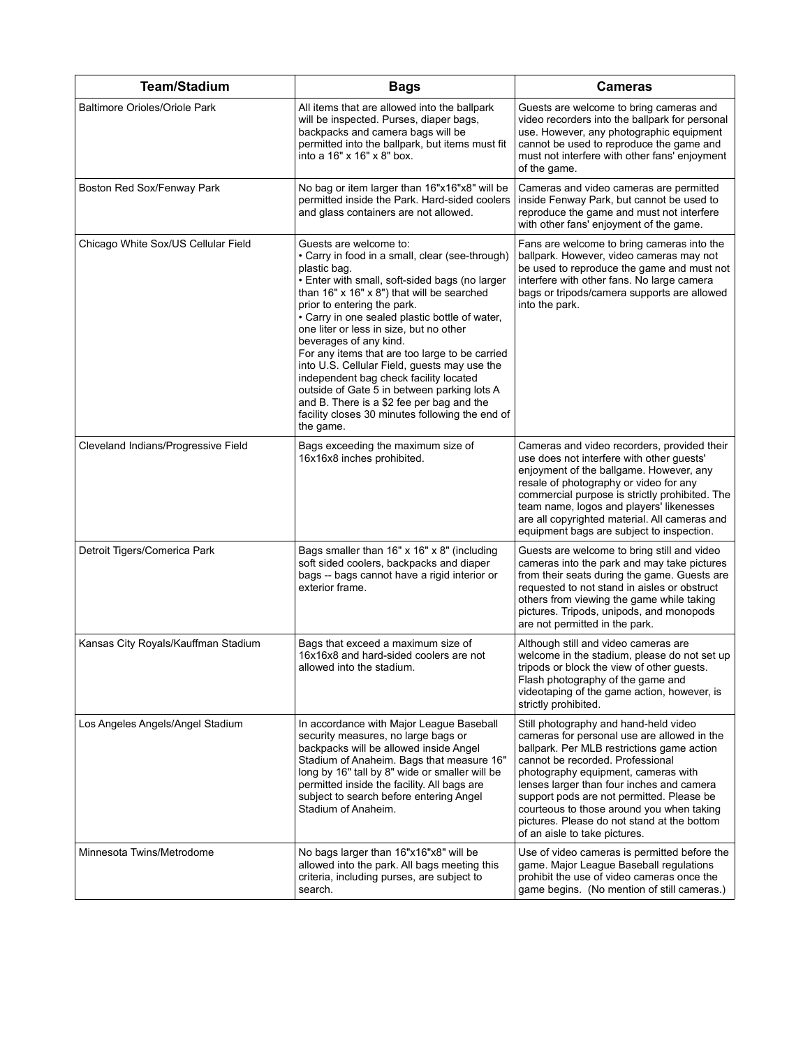| Team/Stadium | Bags | Cameras |
|---|---|---|
| Baltimore Orioles/Oriole Park | All items that are allowed into the ballpark will be inspected. Purses, diaper bags, backpacks and camera bags will be permitted into the ballpark, but items must fit into a 16" x 16" x 8" box. | Guests are welcome to bring cameras and video recorders into the ballpark for personal use. However, any photographic equipment cannot be used to reproduce the game and must not interfere with other fans' enjoyment of the game. |
| Boston Red Sox/Fenway Park | No bag or item larger than 16"x16"x8" will be permitted inside the Park. Hard-sided coolers and glass containers are not allowed. | Cameras and video cameras are permitted inside Fenway Park, but cannot be used to reproduce the game and must not interfere with other fans' enjoyment of the game. |
| Chicago White Sox/US Cellular Field | Guests are welcome to:<br>• Carry in food in a small, clear (see-through) plastic bag.<br>• Enter with small, soft-sided bags (no larger than 16" x 16" x 8") that will be searched prior to entering the park.<br>• Carry in one sealed plastic bottle of water, one liter or less in size, but no other beverages of any kind.<br>For any items that are too large to be carried into U.S. Cellular Field, guests may use the independent bag check facility located outside of Gate 5 in between parking lots A and B. There is a $2 fee per bag and the facility closes 30 minutes following the end of the game. | Fans are welcome to bring cameras into the ballpark. However, video cameras may not be used to reproduce the game and must not interfere with other fans. No large camera bags or tripods/camera supports are allowed into the park. |
| Cleveland Indians/Progressive Field | Bags exceeding the maximum size of 16x16x8 inches prohibited. | Cameras and video recorders, provided their use does not interfere with other guests' enjoyment of the ballgame. However, any resale of photography or video for any commercial purpose is strictly prohibited. The team name, logos and players' likenesses are all copyrighted material. All cameras and equipment bags are subject to inspection. |
| Detroit Tigers/Comerica Park | Bags smaller than 16" x 16" x 8" (including soft sided coolers, backpacks and diaper bags -- bags cannot have a rigid interior or exterior frame. | Guests are welcome to bring still and video cameras into the park and may take pictures from their seats during the game. Guests are requested to not stand in aisles or obstruct others from viewing the game while taking pictures. Tripods, unipods, and monopods are not permitted in the park. |
| Kansas City Royals/Kauffman Stadium | Bags that exceed a maximum size of 16x16x8 and hard-sided coolers are not allowed into the stadium. | Although still and video cameras are welcome in the stadium, please do not set up tripods or block the view of other guests. Flash photography of the game and videotaping of the game action, however, is strictly prohibited. |
| Los Angeles Angels/Angel Stadium | In accordance with Major League Baseball security measures, no large bags or backpacks will be allowed inside Angel Stadium of Anaheim. Bags that measure 16" long by 16" tall by 8" wide or smaller will be permitted inside the facility. All bags are subject to search before entering Angel Stadium of Anaheim. | Still photography and hand-held video cameras for personal use are allowed in the ballpark. Per MLB restrictions game action cannot be recorded. Professional photography equipment, cameras with lenses larger than four inches and camera support pods are not permitted. Please be courteous to those around you when taking pictures. Please do not stand at the bottom of an aisle to take pictures. |
| Minnesota Twins/Metrodome | No bags larger than 16"x16"x8" will be allowed into the park. All bags meeting this criteria, including purses, are subject to search. | Use of video cameras is permitted before the game. Major League Baseball regulations prohibit the use of video cameras once the game begins. (No mention of still cameras.) |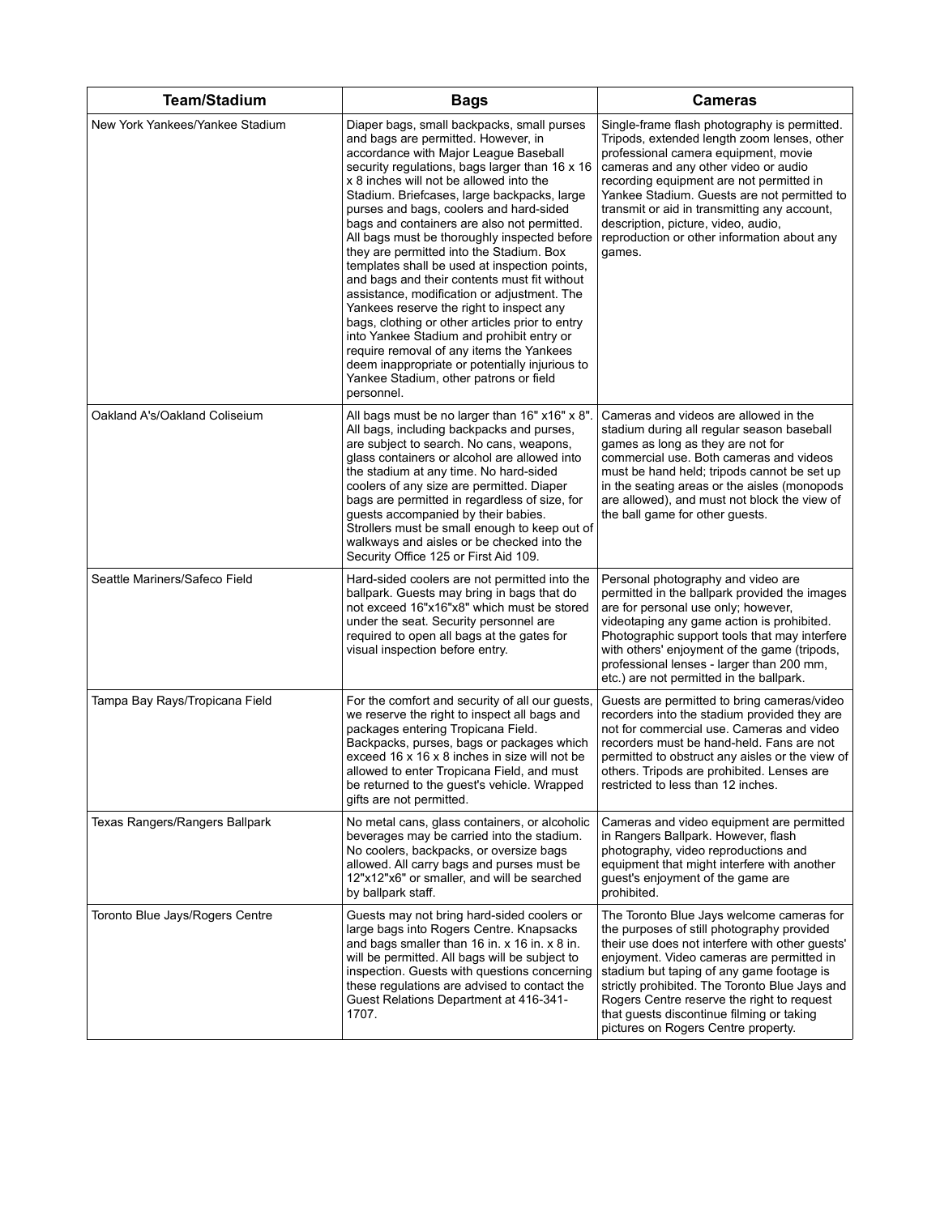| Team/Stadium | Bags | Cameras |
|---|---|---|
| New York Yankees/Yankee Stadium | Diaper bags, small backpacks, small purses and bags are permitted. However, in accordance with Major League Baseball security regulations, bags larger than 16 x 16 x 8 inches will not be allowed into the Stadium. Briefcases, large backpacks, large purses and bags, coolers and hard-sided bags and containers are also not permitted. All bags must be thoroughly inspected before they are permitted into the Stadium. Box templates shall be used at inspection points, and bags and their contents must fit without assistance, modification or adjustment. The Yankees reserve the right to inspect any bags, clothing or other articles prior to entry into Yankee Stadium and prohibit entry or require removal of any items the Yankees deem inappropriate or potentially injurious to Yankee Stadium, other patrons or field personnel. | Single-frame flash photography is permitted. Tripods, extended length zoom lenses, other professional camera equipment, movie cameras and any other video or audio recording equipment are not permitted in Yankee Stadium. Guests are not permitted to transmit or aid in transmitting any account, description, picture, video, audio, reproduction or other information about any games. |
| Oakland A's/Oakland Coliseium | All bags must be no larger than 16" x16" x 8". All bags, including backpacks and purses, are subject to search. No cans, weapons, glass containers or alcohol are allowed into the stadium at any time. No hard-sided coolers of any size are permitted. Diaper bags are permitted in regardless of size, for guests accompanied by their babies. Strollers must be small enough to keep out of walkways and aisles or be checked into the Security Office 125 or First Aid 109. | Cameras and videos are allowed in the stadium during all regular season baseball games as long as they are not for commercial use. Both cameras and videos must be hand held; tripods cannot be set up in the seating areas or the aisles (monopods are allowed), and must not block the view of the ball game for other guests. |
| Seattle Mariners/Safeco Field | Hard-sided coolers are not permitted into the ballpark. Guests may bring in bags that do not exceed 16"x16"x8" which must be stored under the seat. Security personnel are required to open all bags at the gates for visual inspection before entry. | Personal photography and video are permitted in the ballpark provided the images are for personal use only; however, videotaping any game action is prohibited. Photographic support tools that may interfere with others' enjoyment of the game (tripods, professional lenses - larger than 200 mm, etc.) are not permitted in the ballpark. |
| Tampa Bay Rays/Tropicana Field | For the comfort and security of all our guests, we reserve the right to inspect all bags and packages entering Tropicana Field. Backpacks, purses, bags or packages which exceed 16 x 16 x 8 inches in size will not be allowed to enter Tropicana Field, and must be returned to the guest's vehicle. Wrapped gifts are not permitted. | Guests are permitted to bring cameras/video recorders into the stadium provided they are not for commercial use. Cameras and video recorders must be hand-held. Fans are not permitted to obstruct any aisles or the view of others. Tripods are prohibited. Lenses are restricted to less than 12 inches. |
| Texas Rangers/Rangers Ballpark | No metal cans, glass containers, or alcoholic beverages may be carried into the stadium. No coolers, backpacks, or oversize bags allowed. All carry bags and purses must be 12"x12"x6" or smaller, and will be searched by ballpark staff. | Cameras and video equipment are permitted in Rangers Ballpark. However, flash photography, video reproductions and equipment that might interfere with another guest's enjoyment of the game are prohibited. |
| Toronto Blue Jays/Rogers Centre | Guests may not bring hard-sided coolers or large bags into Rogers Centre. Knapsacks and bags smaller than 16 in. x 16 in. x 8 in. will be permitted. All bags will be subject to inspection. Guests with questions concerning these regulations are advised to contact the Guest Relations Department at 416-341-1707. | The Toronto Blue Jays welcome cameras for the purposes of still photography provided their use does not interfere with other guests' enjoyment. Video cameras are permitted in stadium but taping of any game footage is strictly prohibited. The Toronto Blue Jays and Rogers Centre reserve the right to request that guests discontinue filming or taking pictures on Rogers Centre property. |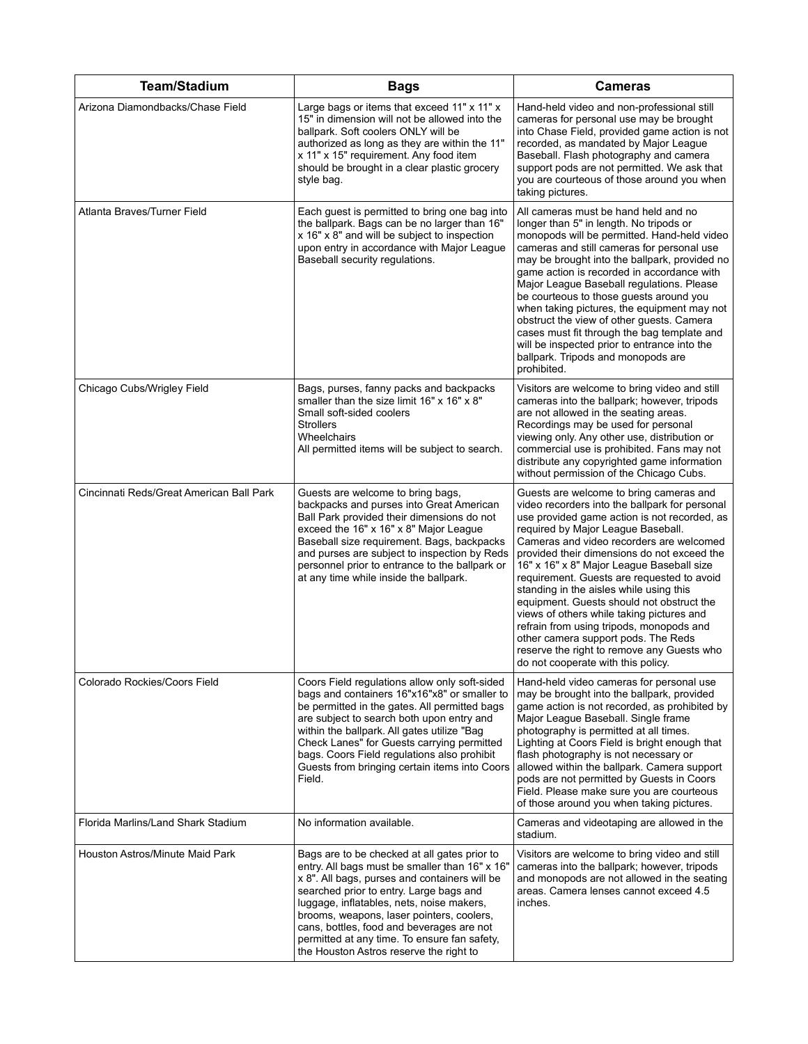| Team/Stadium | Bags | Cameras |
|---|---|---|
| Arizona Diamondbacks/Chase Field | Large bags or items that exceed 11" x 11" x 15" in dimension will not be allowed into the ballpark. Soft coolers ONLY will be authorized as long as they are within the 11" x 11" x 15" requirement. Any food item should be brought in a clear plastic grocery style bag. | Hand-held video and non-professional still cameras for personal use may be brought into Chase Field, provided game action is not recorded, as mandated by Major League Baseball. Flash photography and camera support pods are not permitted. We ask that you are courteous of those around you when taking pictures. |
| Atlanta Braves/Turner Field | Each guest is permitted to bring one bag into the ballpark. Bags can be no larger than 16" x 16" x 8" and will be subject to inspection upon entry in accordance with Major League Baseball security regulations. | All cameras must be hand held and no longer than 5" in length. No tripods or monopods will be permitted. Hand-held video cameras and still cameras for personal use may be brought into the ballpark, provided no game action is recorded in accordance with Major League Baseball regulations. Please be courteous to those guests around you when taking pictures, the equipment may not obstruct the view of other guests. Camera cases must fit through the bag template and will be inspected prior to entrance into the ballpark. Tripods and monopods are prohibited. |
| Chicago Cubs/Wrigley Field | Bags, purses, fanny packs and backpacks smaller than the size limit 16" x 16" x 8"<br>Small soft-sided coolers<br>Strollers<br>Wheelchairs<br>All permitted items will be subject to search. | Visitors are welcome to bring video and still cameras into the ballpark; however, tripods are not allowed in the seating areas. Recordings may be used for personal viewing only. Any other use, distribution or commercial use is prohibited. Fans may not distribute any copyrighted game information without permission of the Chicago Cubs. |
| Cincinnati Reds/Great American Ball Park | Guests are welcome to bring bags, backpacks and purses into Great American Ball Park provided their dimensions do not exceed the 16" x 16" x 8" Major League Baseball size requirement. Bags, backpacks and purses are subject to inspection by Reds personnel prior to entrance to the ballpark or at any time while inside the ballpark. | Guests are welcome to bring cameras and video recorders into the ballpark for personal use provided game action is not recorded, as required by Major League Baseball. Cameras and video recorders are welcomed provided their dimensions do not exceed the 16" x 16" x 8" Major League Baseball size requirement. Guests are requested to avoid standing in the aisles while using this equipment. Guests should not obstruct the views of others while taking pictures and refrain from using tripods, monopods and other camera support pods. The Reds reserve the right to remove any Guests who do not cooperate with this policy. |
| Colorado Rockies/Coors Field | Coors Field regulations allow only soft-sided bags and containers 16"x16"x8" or smaller to be permitted in the gates. All permitted bags are subject to search both upon entry and within the ballpark. All gates utilize "Bag Check Lanes" for Guests carrying permitted bags. Coors Field regulations also prohibit Guests from bringing certain items into Coors Field. | Hand-held video cameras for personal use may be brought into the ballpark, provided game action is not recorded, as prohibited by Major League Baseball. Single frame photography is permitted at all times. Lighting at Coors Field is bright enough that flash photography is not necessary or allowed within the ballpark. Camera support pods are not permitted by Guests in Coors Field. Please make sure you are courteous of those around you when taking pictures. |
| Florida Marlins/Land Shark Stadium | No information available. | Cameras and videotaping are allowed in the stadium. |
| Houston Astros/Minute Maid Park | Bags are to be checked at all gates prior to entry. All bags must be smaller than 16" x 16" x 8". All bags, purses and containers will be searched prior to entry. Large bags and luggage, inflatables, nets, noise makers, brooms, weapons, laser pointers, coolers, cans, bottles, food and beverages are not permitted at any time. To ensure fan safety, the Houston Astros reserve the right to | Visitors are welcome to bring video and still cameras into the ballpark; however, tripods and monopods are not allowed in the seating areas. Camera lenses cannot exceed 4.5 inches. |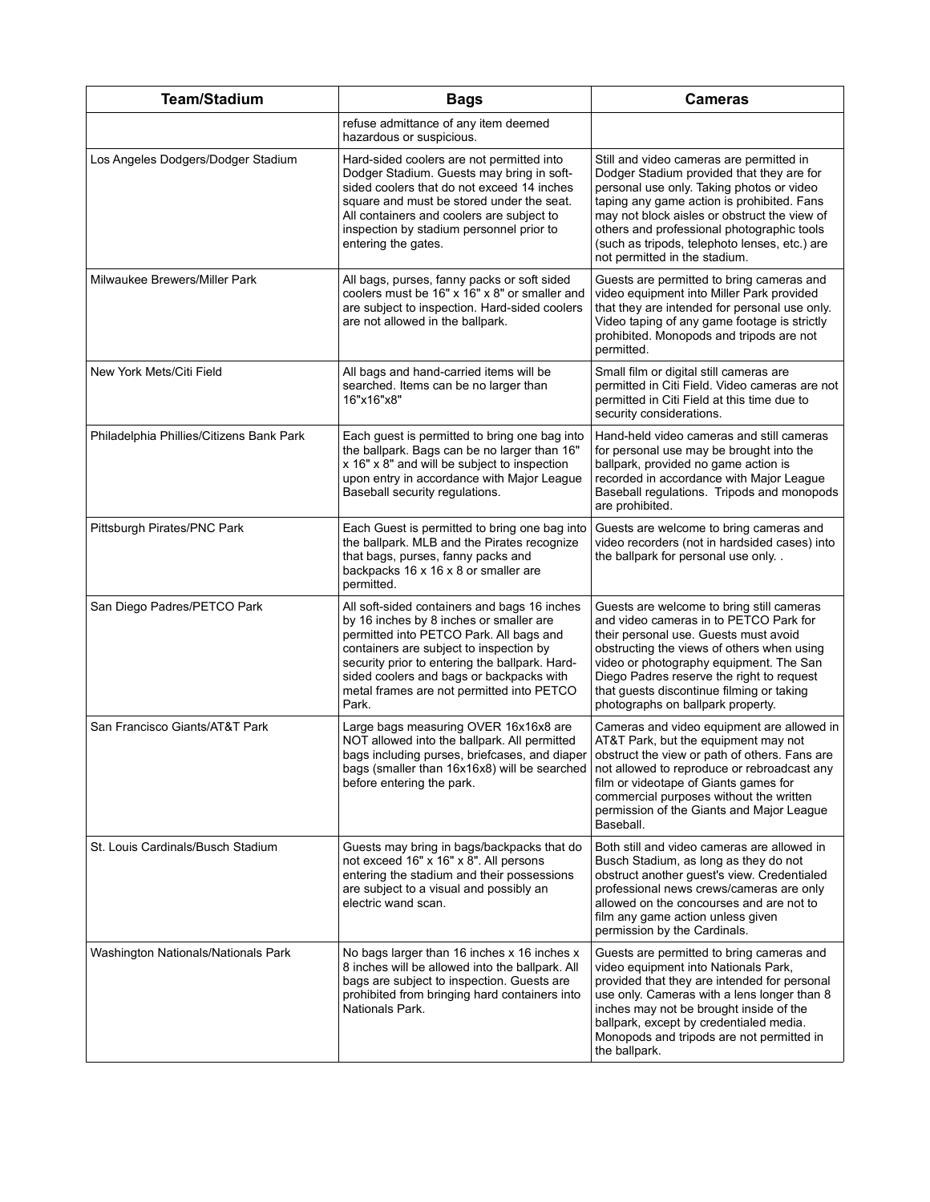| Team/Stadium | Bags | Cameras |
| --- | --- | --- |
| | refuse admittance of any item deemed hazardous or suspicious. | |
| Los Angeles Dodgers/Dodger Stadium | Hard-sided coolers are not permitted into Dodger Stadium. Guests may bring in soft-sided coolers that do not exceed 14 inches square and must be stored under the seat. All containers and coolers are subject to inspection by stadium personnel prior to entering the gates. | Still and video cameras are permitted in Dodger Stadium provided that they are for personal use only. Taking photos or video taping any game action is prohibited. Fans may not block aisles or obstruct the view of others and professional photographic tools (such as tripods, telephoto lenses, etc.) are not permitted in the stadium. |
| Milwaukee Brewers/Miller Park | All bags, purses, fanny packs or soft sided coolers must be 16" x 16" x 8" or smaller and are subject to inspection. Hard-sided coolers are not allowed in the ballpark. | Guests are permitted to bring cameras and video equipment into Miller Park provided that they are intended for personal use only. Video taping of any game footage is strictly prohibited. Monopods and tripods are not permitted. |
| New York Mets/Citi Field | All bags and hand-carried items will be searched. Items can be no larger than 16"x16"x8" | Small film or digital still cameras are permitted in Citi Field. Video cameras are not permitted in Citi Field at this time due to security considerations. |
| Philadelphia Phillies/Citizens Bank Park | Each guest is permitted to bring one bag into the ballpark. Bags can be no larger than 16" x 16" x 8" and will be subject to inspection upon entry in accordance with Major League Baseball security regulations. | Hand-held video cameras and still cameras for personal use may be brought into the ballpark, provided no game action is recorded in accordance with Major League Baseball regulations. Tripods and monopods are prohibited. |
| Pittsburgh Pirates/PNC Park | Each Guest is permitted to bring one bag into the ballpark. MLB and the Pirates recognize that bags, purses, fanny packs and backpacks 16 x 16 x 8 or smaller are permitted. | Guests are welcome to bring cameras and video recorders (not in hardsided cases) into the ballpark for personal use only. . |
| San Diego Padres/PETCO Park | All soft-sided containers and bags 16 inches by 16 inches by 8 inches or smaller are permitted into PETCO Park. All bags and containers are subject to inspection by security prior to entering the ballpark. Hard-sided coolers and bags or backpacks with metal frames are not permitted into PETCO Park. | Guests are welcome to bring still cameras and video cameras in to PETCO Park for their personal use. Guests must avoid obstructing the views of others when using video or photography equipment. The San Diego Padres reserve the right to request that guests discontinue filming or taking photographs on ballpark property. |
| San Francisco Giants/AT&T Park | Large bags measuring OVER 16x16x8 are NOT allowed into the ballpark. All permitted bags including purses, briefcases, and diaper bags (smaller than 16x16x8) will be searched before entering the park. | Cameras and video equipment are allowed in AT&T Park, but the equipment may not obstruct the view or path of others. Fans are not allowed to reproduce or rebroadcast any film or videotape of Giants games for commercial purposes without the written permission of the Giants and Major League Baseball. |
| St. Louis Cardinals/Busch Stadium | Guests may bring in bags/backpacks that do not exceed 16" x 16" x 8". All persons entering the stadium and their possessions are subject to a visual and possibly an electric wand scan. | Both still and video cameras are allowed in Busch Stadium, as long as they do not obstruct another guest's view. Credentialed professional news crews/cameras are only allowed on the concourses and are not to film any game action unless given permission by the Cardinals. |
| Washington Nationals/Nationals Park | No bags larger than 16 inches x 16 inches x 8 inches will be allowed into the ballpark. All bags are subject to inspection. Guests are prohibited from bringing hard containers into Nationals Park. | Guests are permitted to bring cameras and video equipment into Nationals Park, provided that they are intended for personal use only. Cameras with a lens longer than 8 inches may not be brought inside of the ballpark, except by credentialed media. Monopods and tripods are not permitted in the ballpark. |